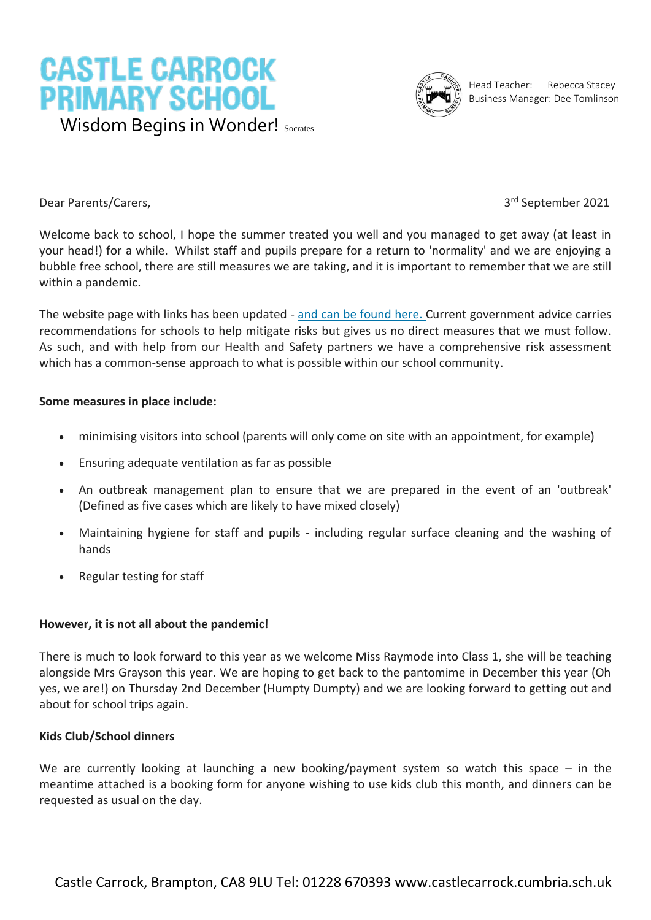# CASTLE CARROCK PRIMARY SCHOOL

Wisdom Begins in Wonder! Socrates

Head Teacher: Rebecca Stacey
Business Manager: Dee Tomlinson

Dear Parents/Carers,

3rd September 2021

Welcome back to school, I hope the summer treated you well and you managed to get away (at least in your head!) for a while. Whilst staff and pupils prepare for a return to 'normality' and we are enjoying a bubble free school, there are still measures we are taking, and it is important to remember that we are still within a pandemic.

The website page with links has been updated - and can be found here. Current government advice carries recommendations for schools to help mitigate risks but gives us no direct measures that we must follow. As such, and with help from our Health and Safety partners we have a comprehensive risk assessment which has a common-sense approach to what is possible within our school community.

**Some measures in place include:**

- minimising visitors into school (parents will only come on site with an appointment, for example)
- Ensuring adequate ventilation as far as possible
- An outbreak management plan to ensure that we are prepared in the event of an 'outbreak' (Defined as five cases which are likely to have mixed closely)
- Maintaining hygiene for staff and pupils - including regular surface cleaning and the washing of hands
- Regular testing for staff

**However, it is not all about the pandemic!**

There is much to look forward to this year as we welcome Miss Raymode into Class 1, she will be teaching alongside Mrs Grayson this year. We are hoping to get back to the pantomime in December this year (Oh yes, we are!) on Thursday 2nd December (Humpty Dumpty) and we are looking forward to getting out and about for school trips again.

**Kids Club/School dinners**

We are currently looking at launching a new booking/payment system so watch this space – in the meantime attached is a booking form for anyone wishing to use kids club this month, and dinners can be requested as usual on the day.

Castle Carrock, Brampton, CA8 9LU Tel: 01228 670393 www.castlecarrock.cumbria.sch.uk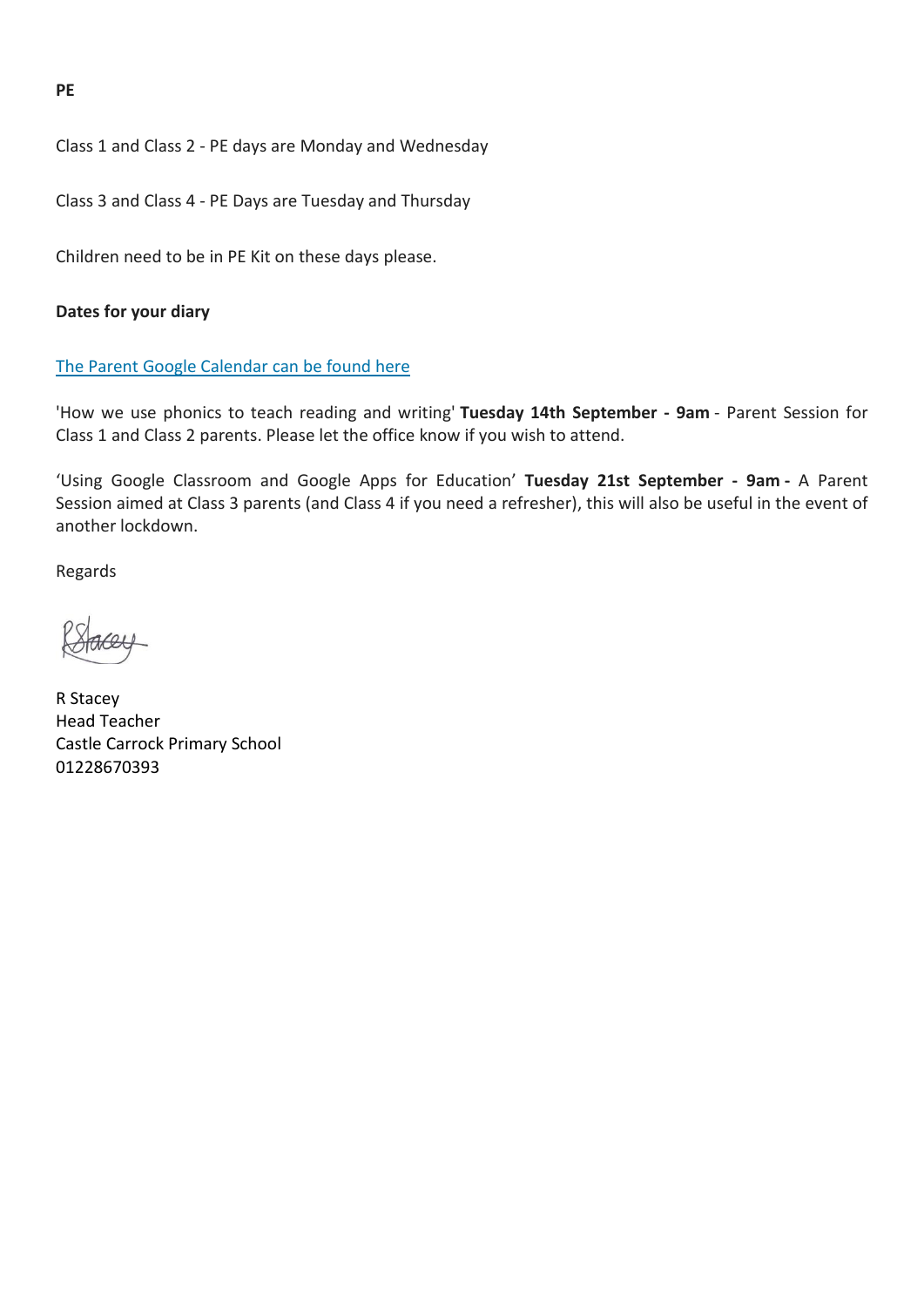**PE**

Class 1 and Class 2 - PE days are Monday and Wednesday

Class 3 and Class 4 - PE Days are Tuesday and Thursday

Children need to be in PE Kit on these days please.

**Dates for your diary**

The Parent Google Calendar can be found here

'How we use phonics to teach reading and writing' **Tuesday 14th September - 9am** - Parent Session for Class 1 and Class 2 parents. Please let the office know if you wish to attend.

'Using Google Classroom and Google Apps for Education' **Tuesday 21st September - 9am -** A Parent Session aimed at Class 3 parents (and Class 4 if you need a refresher), this will also be useful in the event of another lockdown.

Regards

R Stacey
Head Teacher
Castle Carrock Primary School
01228670393